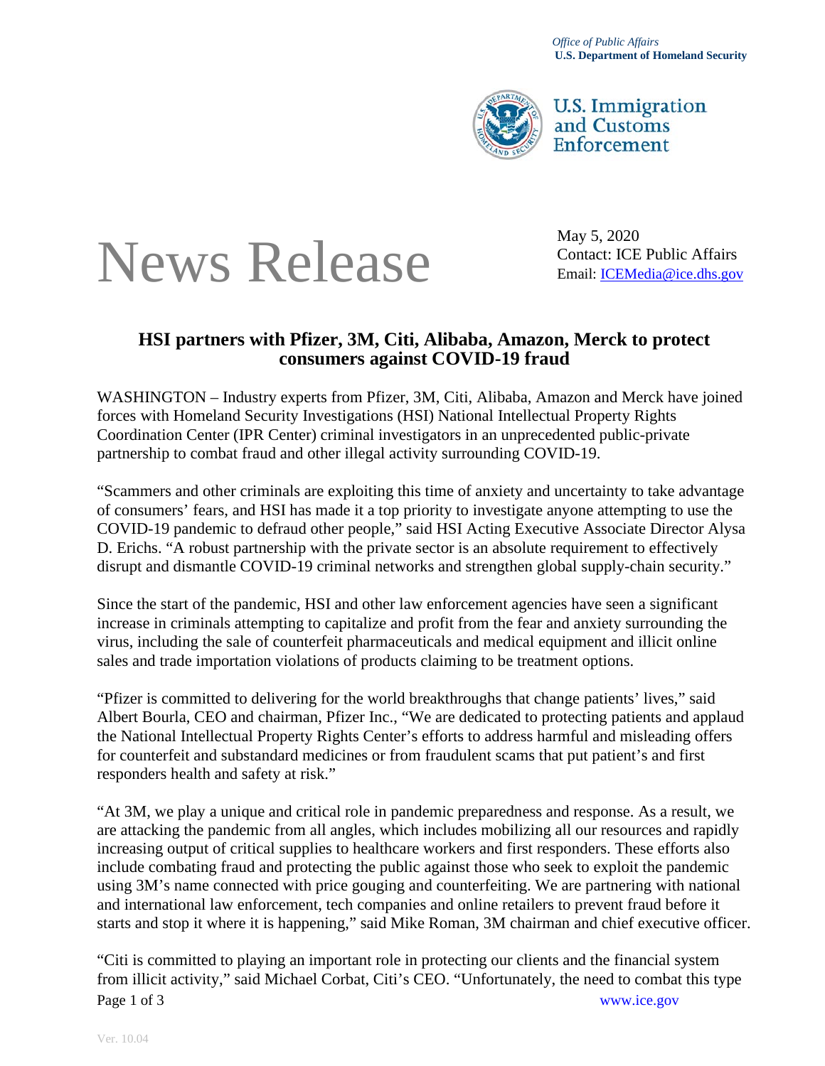*Office of Public Affairs*
**U.S. Department of Homeland Security**

U.S. Immigration and Customs Enforcement

# News Release

May 5, 2020
Contact: ICE Public Affairs
Email: ICEMedia@ice.dhs.gov

## HSI partners with Pfizer, 3M, Citi, Alibaba, Amazon, Merck to protect consumers against COVID-19 fraud

WASHINGTON – Industry experts from Pfizer, 3M, Citi, Alibaba, Amazon and Merck have joined forces with Homeland Security Investigations (HSI) National Intellectual Property Rights Coordination Center (IPR Center) criminal investigators in an unprecedented public-private partnership to combat fraud and other illegal activity surrounding COVID-19.

"Scammers and other criminals are exploiting this time of anxiety and uncertainty to take advantage of consumers' fears, and HSI has made it a top priority to investigate anyone attempting to use the COVID-19 pandemic to defraud other people," said HSI Acting Executive Associate Director Alysa D. Erichs. "A robust partnership with the private sector is an absolute requirement to effectively disrupt and dismantle COVID-19 criminal networks and strengthen global supply-chain security."

Since the start of the pandemic, HSI and other law enforcement agencies have seen a significant increase in criminals attempting to capitalize and profit from the fear and anxiety surrounding the virus, including the sale of counterfeit pharmaceuticals and medical equipment and illicit online sales and trade importation violations of products claiming to be treatment options.

"Pfizer is committed to delivering for the world breakthroughs that change patients' lives," said Albert Bourla, CEO and chairman, Pfizer Inc., "We are dedicated to protecting patients and applaud the National Intellectual Property Rights Center's efforts to address harmful and misleading offers for counterfeit and substandard medicines or from fraudulent scams that put patient's and first responders health and safety at risk."

"At 3M, we play a unique and critical role in pandemic preparedness and response. As a result, we are attacking the pandemic from all angles, which includes mobilizing all our resources and rapidly increasing output of critical supplies to healthcare workers and first responders. These efforts also include combating fraud and protecting the public against those who seek to exploit the pandemic using 3M's name connected with price gouging and counterfeiting. We are partnering with national and international law enforcement, tech companies and online retailers to prevent fraud before it starts and stop it where it is happening," said Mike Roman, 3M chairman and chief executive officer.

"Citi is committed to playing an important role in protecting our clients and the financial system from illicit activity," said Michael Corbat, Citi's CEO. "Unfortunately, the need to combat this type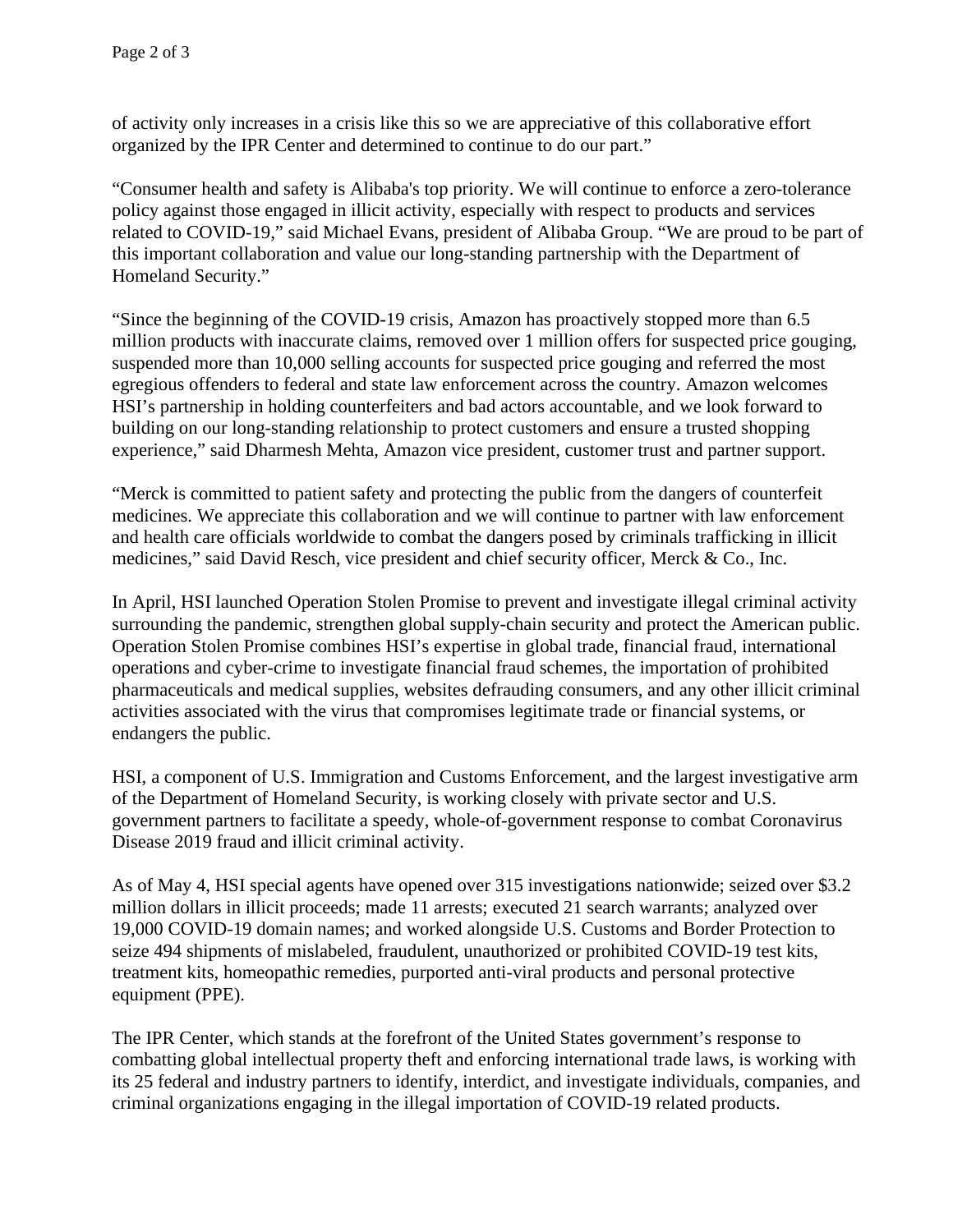of activity only increases in a crisis like this so we are appreciative of this collaborative effort organized by the IPR Center and determined to continue to do our part."

"Consumer health and safety is Alibaba's top priority. We will continue to enforce a zero-tolerance policy against those engaged in illicit activity, especially with respect to products and services related to COVID-19," said Michael Evans, president of Alibaba Group. "We are proud to be part of this important collaboration and value our long-standing partnership with the Department of Homeland Security."

"Since the beginning of the COVID-19 crisis, Amazon has proactively stopped more than 6.5 million products with inaccurate claims, removed over 1 million offers for suspected price gouging, suspended more than 10,000 selling accounts for suspected price gouging and referred the most egregious offenders to federal and state law enforcement across the country. Amazon welcomes HSI's partnership in holding counterfeiters and bad actors accountable, and we look forward to building on our long-standing relationship to protect customers and ensure a trusted shopping experience," said Dharmesh Mehta, Amazon vice president, customer trust and partner support.

"Merck is committed to patient safety and protecting the public from the dangers of counterfeit medicines. We appreciate this collaboration and we will continue to partner with law enforcement and health care officials worldwide to combat the dangers posed by criminals trafficking in illicit medicines," said David Resch, vice president and chief security officer, Merck & Co., Inc.

In April, HSI launched Operation Stolen Promise to prevent and investigate illegal criminal activity surrounding the pandemic, strengthen global supply-chain security and protect the American public. Operation Stolen Promise combines HSI's expertise in global trade, financial fraud, international operations and cyber-crime to investigate financial fraud schemes, the importation of prohibited pharmaceuticals and medical supplies, websites defrauding consumers, and any other illicit criminal activities associated with the virus that compromises legitimate trade or financial systems, or endangers the public.

HSI, a component of U.S. Immigration and Customs Enforcement, and the largest investigative arm of the Department of Homeland Security, is working closely with private sector and U.S. government partners to facilitate a speedy, whole-of-government response to combat Coronavirus Disease 2019 fraud and illicit criminal activity.

As of May 4, HSI special agents have opened over 315 investigations nationwide; seized over $3.2 million dollars in illicit proceeds; made 11 arrests; executed 21 search warrants; analyzed over 19,000 COVID-19 domain names; and worked alongside U.S. Customs and Border Protection to seize 494 shipments of mislabeled, fraudulent, unauthorized or prohibited COVID-19 test kits, treatment kits, homeopathic remedies, purported anti-viral products and personal protective equipment (PPE).

The IPR Center, which stands at the forefront of the United States government's response to combatting global intellectual property theft and enforcing international trade laws, is working with its 25 federal and industry partners to identify, interdict, and investigate individuals, companies, and criminal organizations engaging in the illegal importation of COVID-19 related products.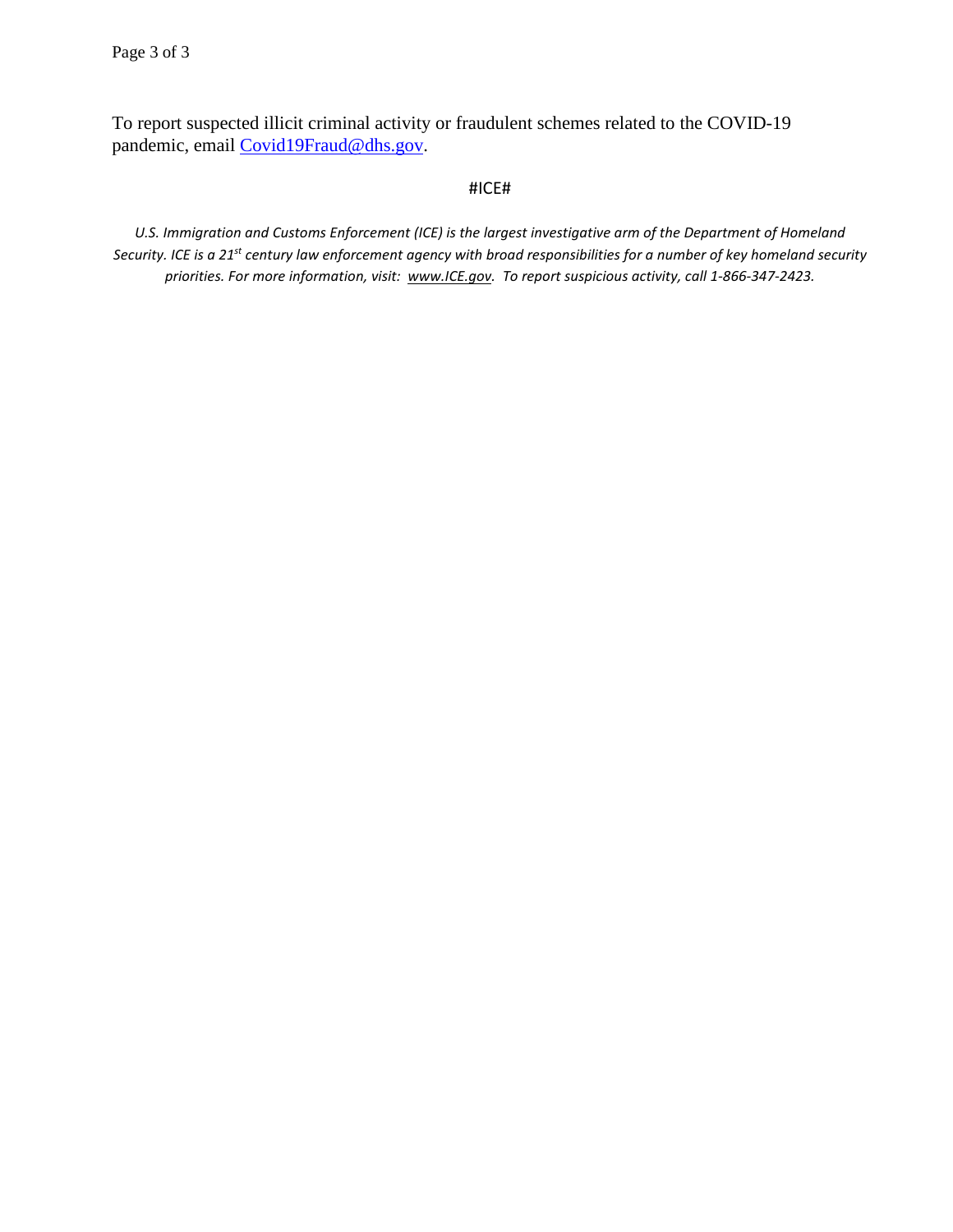To report suspected illicit criminal activity or fraudulent schemes related to the COVID-19 pandemic, email Covid19Fraud@dhs.gov.

#ICE#

*U.S. Immigration and Customs Enforcement (ICE) is the largest investigative arm of the Department of Homeland Security. ICE is a 21st century law enforcement agency with broad responsibilities for a number of key homeland security priorities. For more information, visit: www.ICE.gov. To report suspicious activity, call 1-866-347-2423.*